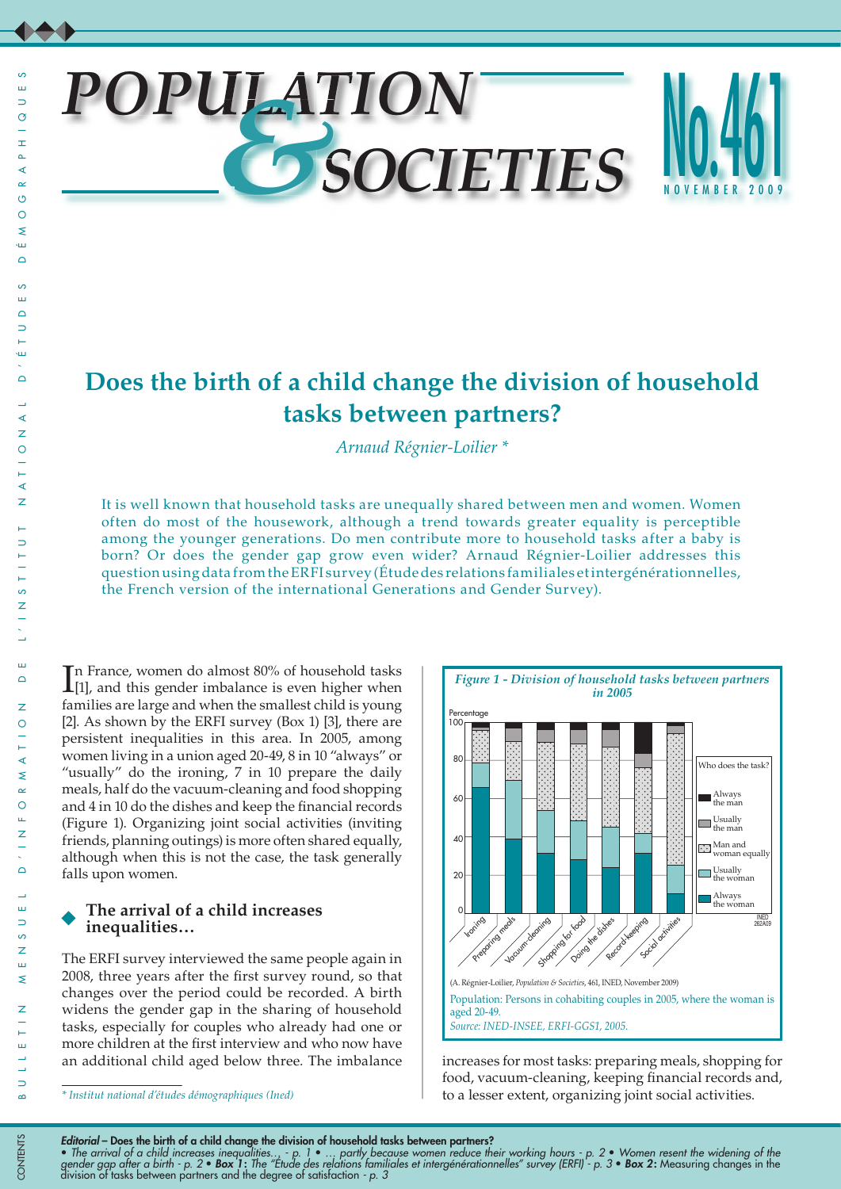# POPULATION & SOCIETIES

**No. 461 NOVEMBER 2009**

## Does the birth of a child change the division of household tasks between partners?

*Arnaud Régnier-Loilier \**

It is well known that household tasks are unequally shared between men and women. Women often do most of the housework, although a trend towards greater equality is perceptible among the younger generations. Do men contribute more to household tasks after a baby is born? Or does the gender gap grow even wider? Arnaud Régnier-Loilier addresses this question using data from the ERFI survey (Étude des relations familiales et intergénérationnelles, the French version of the international Generations and Gender Survey).

In France, women do almost 80% of household tasks [1], and this gender imbalance is even higher when families are large and when the smallest child is young [2]. As shown by the ERFI survey (Box 1) [3], there are persistent inequalities in this area. In 2005, among women living in a union aged 20-49, 8 in 10 "always" or "usually" do the ironing, 7 in 10 prepare the daily meals, half do the vacuum-cleaning and food shopping and 4 in 10 do the dishes and keep the financial records (Figure 1). Organizing joint social activities (inviting friends, planning outings) is more often shared equally, although when this is not the case, the task generally falls upon women.

### The arrival of a child increases inequalities…

The ERFI survey interviewed the same people again in 2008, three years after the first survey round, so that changes over the period could be recorded. A birth widens the gender gap in the sharing of household tasks, especially for couples who already had one or more children at the first interview and who now have an additional child aged below three. The imbalance increases for most tasks: preparing meals, shopping for food, vacuum-cleaning, keeping financial records and, to a lesser extent, organizing joint social activities.

*Figure 1 - Division of household tasks between partners in 2005*

(A. Régnier-Loilier, *Population & Societies*, 461, INED, November 2009)

Population: Persons in cohabiting couples in 2005, where the woman is aged 20-49.

*Source: INED-INSEE, ERFI-GGS1, 2005.*

\* *Institut national d'études démographiques (Ined)*

**CONTENTS**

***Editorial* – Does the birth of a child change the division of household tasks between partners?**

*• The arrival of a child increases inequalities... - p. 1 • ... partly because women reduce their working hours - p. 2 • Women resent the widening of the gender gap after a birth - p. 2 •* ***Box 1:*** *The "Étude des relations familiales et intergénérationnelles" survey (ERFI) - p. 3 •* ***Box 2:*** Measuring changes in the division of tasks between partners and the degree of satisfaction *- p. 3*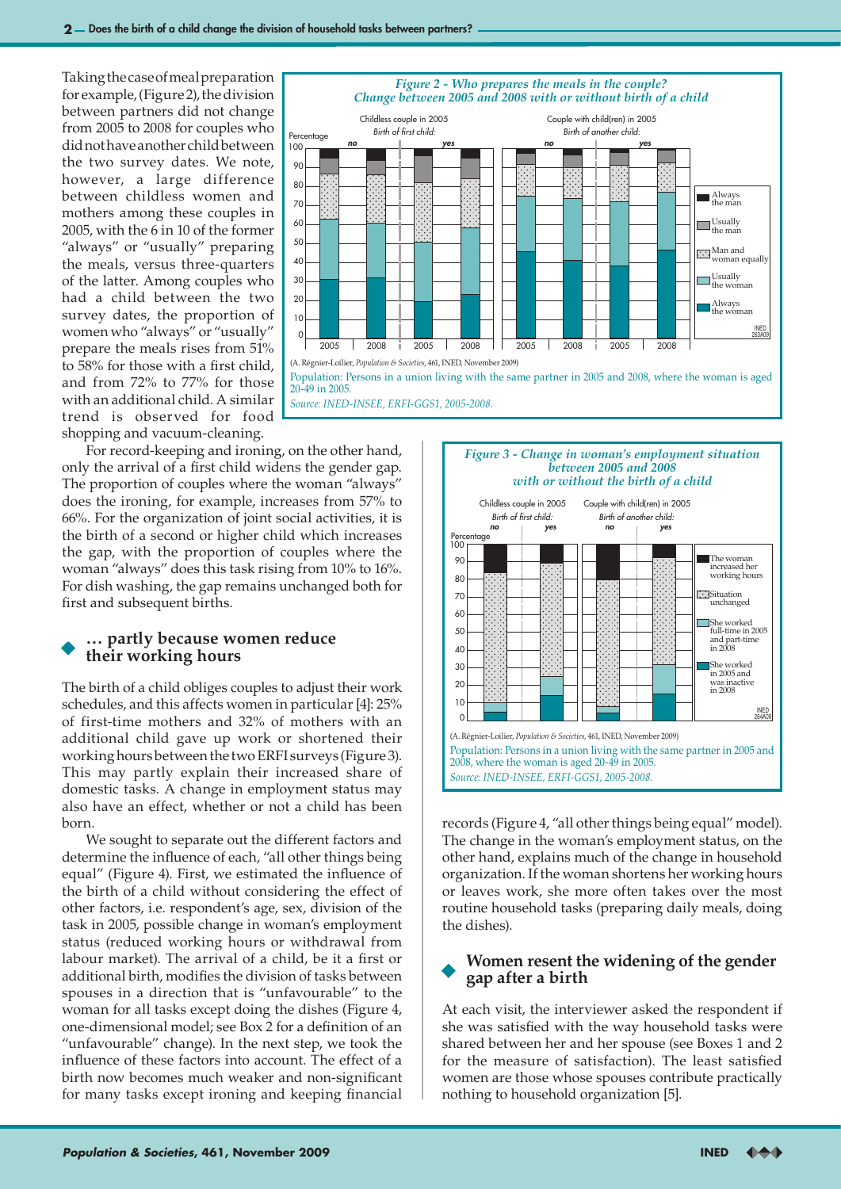Taking the case of meal preparation for example, (Figure 2), the division between partners did not change from 2005 to 2008 for couples who did not have another child between the two survey dates. We note, however, a large difference between childless women and mothers among these couples in 2005, with the 6 in 10 of the former "always" or "usually" preparing the meals, versus three-quarters of the latter. Among couples who had a child between the two survey dates, the proportion of women who "always" or "usually" prepare the meals rises from 51% to 58% for those with a first child, and from 72% to 77% for those with an additional child. A similar trend is observed for food shopping and vacuum-cleaning.

*Figure 2 - Who prepares the meals in the couple? Change between 2005 and 2008 with or without birth of a child*

(A. Régnier-Loilier, *Population & Societies*, 461, INED, November 2009)

Population: Persons in a union living with the same partner in 2005 and 2008, where the woman is aged 20-49 in 2005.

*Source: INED-INSEE, ERFI-GGS1, 2005-2008.*

For record-keeping and ironing, on the other hand, only the arrival of a first child widens the gender gap. The proportion of couples where the woman "always" does the ironing, for example, increases from 57% to 66%. For the organization of joint social activities, it is the birth of a second or higher child which increases the gap, with the proportion of couples where the woman "always" does this task rising from 10% to 16%. For dish washing, the gap remains unchanged both for first and subsequent births.

## … partly because women reduce their working hours

The birth of a child obliges couples to adjust their work schedules, and this affects women in particular [4]: 25% of first-time mothers and 32% of mothers with an additional child gave up work or shortened their working hours between the two ERFI surveys (Figure 3). This may partly explain their increased share of domestic tasks. A change in employment status may also have an effect, whether or not a child has been born.

*Figure 3 - Change in woman's employment situation between 2005 and 2008 with or without the birth of a child*

(A. Régnier-Loilier, *Population & Societies*, 461, INED, November 2009)

Population: Persons in a union living with the same partner in 2005 and 2008, where the woman is aged 20-49 in 2005.

*Source: INED-INSEE, ERFI-GGS1, 2005-2008.*

We sought to separate out the different factors and determine the influence of each, "all other things being equal" (Figure 4). First, we estimated the influence of the birth of a child without considering the effect of other factors, i.e. respondent's age, sex, division of the task in 2005, possible change in woman's employment status (reduced working hours or withdrawal from labour market). The arrival of a child, be it a first or additional birth, modifies the division of tasks between spouses in a direction that is "unfavourable" to the woman for all tasks except doing the dishes (Figure 4, one-dimensional model; see Box 2 for a definition of an "unfavourable" change). In the next step, we took the influence of these factors into account. The effect of a birth now becomes much weaker and non-significant for many tasks except ironing and keeping financial records (Figure 4, "all other things being equal" model). The change in the woman's employment status, on the other hand, explains much of the change in household organization. If the woman shortens her working hours or leaves work, she more often takes over the most routine household tasks (preparing daily meals, doing the dishes).

## Women resent the widening of the gender gap after a birth

At each visit, the interviewer asked the respondent if she was satisfied with the way household tasks were shared between her and her spouse (see Boxes 1 and 2 for the measure of satisfaction). The least satisfied women are those whose spouses contribute practically nothing to household organization [5].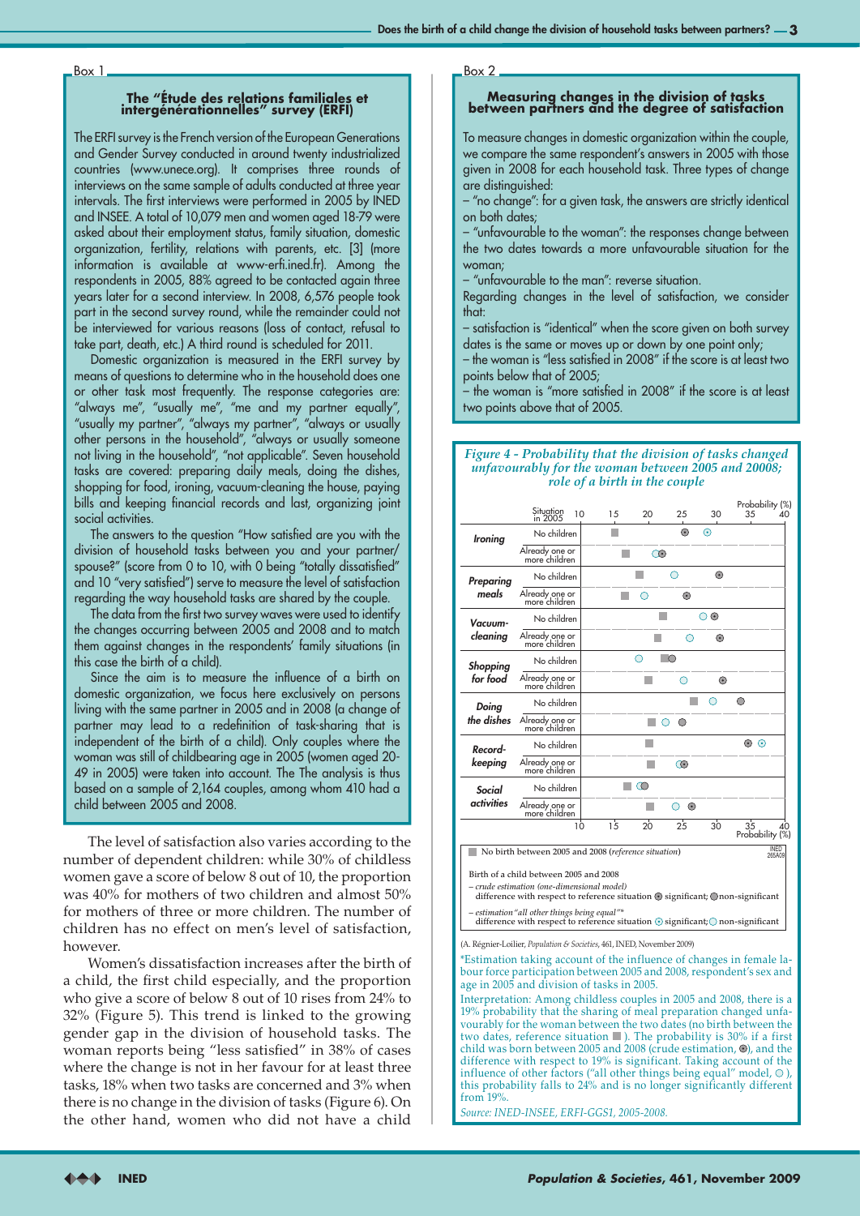## Box 1

### The "Étude des relations familiales et intergénérationnelles" survey (ERFI)

The ERFI survey is the French version of the European Generations and Gender Survey conducted in around twenty industrialized countries (www.unece.org). It comprises three rounds of interviews on the same sample of adults conducted at three year intervals. The first interviews were performed in 2005 by INED and INSEE. A total of 10,079 men and women aged 18-79 were asked about their employment status, family situation, domestic organization, fertility, relations with parents, etc. [3] (more information is available at www-erfi.ined.fr). Among the respondents in 2005, 88% agreed to be contacted again three years later for a second interview. In 2008, 6,576 people took part in the second survey round, while the remainder could not be interviewed for various reasons (loss of contact, refusal to take part, death, etc.) A third round is scheduled for 2011.

Domestic organization is measured in the ERFI survey by means of questions to determine who in the household does one or other task most frequently. The response categories are: "always me", "usually me", "me and my partner equally", "usually my partner", "always my partner", "always or usually other persons in the household", "always or usually someone not living in the household", "not applicable". Seven household tasks are covered: preparing daily meals, doing the dishes, shopping for food, ironing, vacuum-cleaning the house, paying bills and keeping financial records and last, organizing joint social activities.

The answers to the question "How satisfied are you with the division of household tasks between you and your partner/spouse?" (score from 0 to 10, with 0 being "totally dissatisfied" and 10 "very satisfied") serve to measure the level of satisfaction regarding the way household tasks are shared by the couple.

The data from the first two survey waves were used to identify the changes occurring between 2005 and 2008 and to match them against changes in the respondents' family situations (in this case the birth of a child).

Since the aim is to measure the influence of a birth on domestic organization, we focus here exclusively on persons living with the same partner in 2005 and in 2008 (a change of partner may lead to a redefinition of task-sharing that is independent of the birth of a child). Only couples where the woman was still of childbearing age in 2005 (women aged 20-49 in 2005) were taken into account. The The analysis is thus based on a sample of 2,164 couples, among whom 410 had a child between 2005 and 2008.

The level of satisfaction also varies according to the number of dependent children: while 30% of childless women gave a score of below 8 out of 10, the proportion was 40% for mothers of two children and almost 50% for mothers of three or more children. The number of children has no effect on men's level of satisfaction, however.

Women's dissatisfaction increases after the birth of a child, the first child especially, and the proportion who give a score of below 8 out of 10 rises from 24% to 32% (Figure 5). This trend is linked to the growing gender gap in the division of household tasks. The woman reports being "less satisfied" in 38% of cases where the change is not in her favour for at least three tasks, 18% when two tasks are concerned and 3% when there is no change in the division of tasks (Figure 6). On the other hand, women who did not have a child

## Box 2

### Measuring changes in the division of tasks between partners and the degree of satisfaction

To measure changes in domestic organization within the couple, we compare the same respondent's answers in 2005 with those given in 2008 for each household task. Three types of change are distinguished:

– "no change": for a given task, the answers are strictly identical on both dates;

– "unfavourable to the woman": the responses change between the two dates towards a more unfavourable situation for the woman;

– "unfavourable to the man": reverse situation.

Regarding changes in the level of satisfaction, we consider that:

– satisfaction is "identical" when the score given on both survey dates is the same or moves up or down by one point only;

– the woman is "less satisfied in 2008" if the score is at least two points below that of 2005;

– the woman is "more satisfied in 2008" if the score is at least two points above that of 2005.

*Figure 4 - Probability that the division of tasks changed unfavourably for the woman between 2005 and 20008; role of a birth in the couple*

Tasks (rows): Ironing, Preparing meals, Vacuum-cleaning, Shopping for food, Doing the dishes, Record-keeping, Social activities — each split by situation in 2005: No children / Already one or more children. Horizontal axis: Probability (%), 10 to 40.

■ No birth between 2005 and 2008 (*reference situation*)

Birth of a child between 2005 and 2008
– *crude estimation (one-dimensional model)*
difference with respect to reference situation ⊛ significant; ● non-significant
– *estimation "all other things being equal"\**
difference with respect to reference situation ⊙ significant; ○ non-significant

(A. Régnier-Loilier, *Population & Societies*, 461, INED, November 2009)

\*Estimation taking account of the influence of changes in female labour force participation between 2005 and 2008, respondent's sex and age in 2005 and division of tasks in 2005.

Interpretation: Among childless couples in 2005 and 2008, there is a 19% probability that the sharing of meal preparation changed unfavourably for the woman between the two dates (no birth between the two dates, reference situation ■). The probability is 30% if a first child was born between 2005 and 2008 (crude estimation, ⊛), and the difference with respect to 19% is significant. Taking account of the influence of other factors ("all other things being equal" model, ○), this probability falls to 24% and is no longer significantly different from 19%.

*Source: INED-INSEE, ERFI-GGS1, 2005-2008.*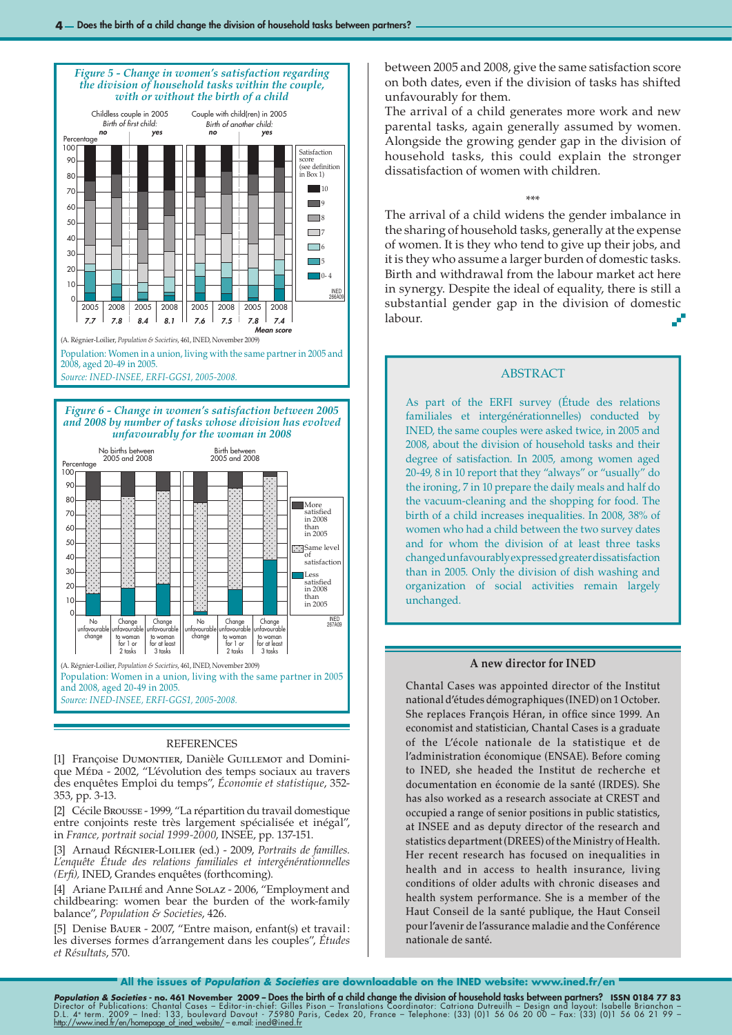*Figure 5 - Change in women's satisfaction regarding the division of household tasks within the couple, with or without the birth of a child*

Childless couple in 2005
Birth of first child:
no yes

Couple with child(ren) in 2005
Birth of another child:
no yes

Percentage
100
90
80
70
60
50
40
30
20
10
0

Satisfaction score (see definition in Box 1)
10
9
8
7
6
5
0- 4

2005 2008 2005 2008 2005 2008 2005 2008
7.7 7.8 8.4 8.1 7.6 7.5 7.8 7.4
Mean score

INED 266A09

(A. Régnier-Loilier, *Population & Societies*, 461, INED, November 2009)

Population: Women in a union, living with the same partner in 2005 and 2008, aged 20-49 in 2005.

*Source: INED-INSEE, ERFI-GGS1, 2005-2008.*

*Figure 6 - Change in women's satisfaction between 2005 and 2008 by number of tasks whose division has evolved unfavourably for the woman in 2008*

No births between 2005 and 2008

Birth between 2005 and 2008

Percentage
100
90
80
70
60
50
40
30
20
10
0

No unfavourable change
Change unfavourable to woman for 1 or 2 tasks
Change unfavourable to woman for at least 3 tasks
No unfavourable change
Change unfavourable to woman for 1 or 2 tasks
Change unfavourable to woman for at least 3 tasks

More satisfied in 2008 than in 2005
Same level of satisfaction
Less satisfied in 2008 than in 2005

INED 267A09

(A. Régnier-Loilier, *Population & Societies*, 461, INED, November 2009)

Population: Women in a union, living with the same partner in 2005 and 2008, aged 20-49 in 2005.

*Source: INED-INSEE, ERFI-GGS1, 2005-2008.*

between 2005 and 2008, give the same satisfaction score on both dates, even if the division of tasks has shifted unfavourably for them.

The arrival of a child generates more work and new parental tasks, again generally assumed by women. Alongside the growing gender gap in the division of household tasks, this could explain the stronger dissatisfaction of women with children.

\*\*\*

The arrival of a child widens the gender imbalance in the sharing of household tasks, generally at the expense of women. It is they who tend to give up their jobs, and it is they who assume a larger burden of domestic tasks. Birth and withdrawal from the labour market act here in synergy. Despite the ideal of equality, there is still a substantial gender gap in the division of domestic labour.

## REFERENCES

[1] Françoise Dumontier, Danièle Guillemot and Dominique Méda - 2002, "L'évolution des temps sociaux au travers des enquêtes Emploi du temps", *Économie et statistique*, 352-353, pp. 3-13.

[2] Cécile Brousse - 1999, "La répartition du travail domestique entre conjoints reste très largement spécialisée et inégal", in *France, portrait social 1999-2000*, INSEE, pp. 137-151.

[3] Arnaud Régnier-Loilier (ed.) - 2009, *Portraits de familles. L'enquête Étude des relations familiales et intergénérationnelles (Erfi)*, INED, Grandes enquêtes (forthcoming).

[4] Ariane Pailhé and Anne Solaz - 2006, "Employment and childbearing: women bear the burden of the work-family balance", *Population & Societies*, 426.

[5] Denise Bauer - 2007, "Entre maison, enfant(s) et travail: les diverses formes d'arrangement dans les couples", *Études et Résultats*, 570.

## ABSTRACT

As part of the ERFI survey (Étude des relations familiales et intergénérationnelles) conducted by INED, the same couples were asked twice, in 2005 and 2008, about the division of household tasks and their degree of satisfaction. In 2005, among women aged 20-49, 8 in 10 report that they "always" or "usually" do the ironing, 7 in 10 prepare the daily meals and half do the vacuum-cleaning and the shopping for food. The birth of a child increases inequalities. In 2008, 38% of women who had a child between the two survey dates and for whom the division of at least three tasks changed unfavourably expressed greater dissatisfaction than in 2005. Only the division of dish washing and organization of social activities remain largely unchanged.

### A new director for INED

Chantal Cases was appointed director of the Institut national d'études démographiques (INED) on 1 October. She replaces François Héran, in office since 1999. An economist and statistician, Chantal Cases is a graduate of the L'école nationale de la statistique et de l'administration économique (ENSAE). Before coming to INED, she headed the Institut de recherche et documentation en économie de la santé (IRDES). She has also worked as a research associate at CREST and occupied a range of senior positions in public statistics, at INSEE and as deputy director of the research and statistics department (DREES) of the Ministry of Health. Her recent research has focused on inequalities in health and in access to health insurance, living conditions of older adults with chronic diseases and health system performance. She is a member of the Haut Conseil de la santé publique, the Haut Conseil pour l'avenir de l'assurance maladie and the Conférence nationale de santé.

**All the issues of *Population & Societies* are downloadable on the INED website: www.ined.fr/en**

***Population & Societies* - no. 461 November 2009 – Does the birth of a child change the division of household tasks between partners? ISSN 0184 77 83**
Director of Publications: Chantal Cases – Editor-in-chief: Gilles Pison – Translations Coordinator: Catriona Dutreuilh – Design and layout: Isabelle Brianchon – D.L. 4e term. 2009 – Ined: 133, boulevard Davout - 75980 Paris, Cedex 20, France – Telephone: (33) (0)1 56 06 20 00 – Fax: (33) (0)1 56 06 21 99 – http://www.ined.fr/en/homepage_of_ined_website/ – e.mail: ined@ined.fr